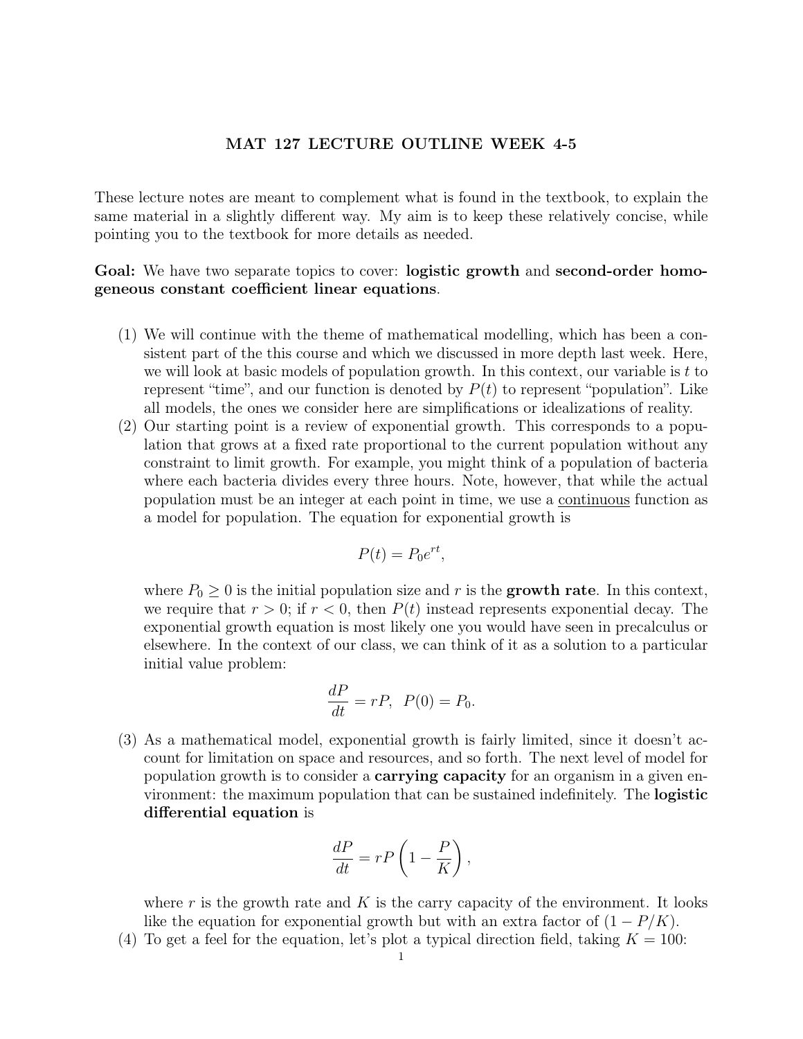# MAT 127 LECTURE OUTLINE WEEK 4-5

These lecture notes are meant to complement what is found in the textbook, to explain the same material in a slightly different way. My aim is to keep these relatively concise, while pointing you to the textbook for more details as needed.

**Goal:** We have two separate topics to cover: **logistic growth** and **second-order homogeneous constant coefficient linear equations**.

(1) We will continue with the theme of mathematical modelling, which has been a consistent part of the this course and which we discussed in more depth last week. Here, we will look at basic models of population growth. In this context, our variable is $t$ to represent "time", and our function is denoted by $P(t)$ to represent "population". Like all models, the ones we consider here are simplifications or idealizations of reality.

(2) Our starting point is a review of exponential growth. This corresponds to a population that grows at a fixed rate proportional to the current population without any constraint to limit growth. For example, you might think of a population of bacteria where each bacteria divides every three hours. Note, however, that while the actual population must be an integer at each point in time, we use a continuous function as a model for population. The equation for exponential growth is

$$P(t) = P_0 e^{rt},$$

where $P_0 \geq 0$ is the initial population size and $r$ is the **growth rate**. In this context, we require that $r > 0$; if $r < 0$, then $P(t)$ instead represents exponential decay. The exponential growth equation is most likely one you would have seen in precalculus or elsewhere. In the context of our class, we can think of it as a solution to a particular initial value problem:

$$\frac{dP}{dt} = rP, \;\; P(0) = P_0.$$

(3) As a mathematical model, exponential growth is fairly limited, since it doesn't account for limitation on space and resources, and so forth. The next level of model for population growth is to consider a **carrying capacity** for an organism in a given environment: the maximum population that can be sustained indefinitely. The **logistic differential equation** is

$$\frac{dP}{dt} = rP\left(1 - \frac{P}{K}\right),$$

where $r$ is the growth rate and $K$ is the carry capacity of the environment. It looks like the equation for exponential growth but with an extra factor of $(1 - P/K)$.

(4) To get a feel for the equation, let's plot a typical direction field, taking $K = 100$: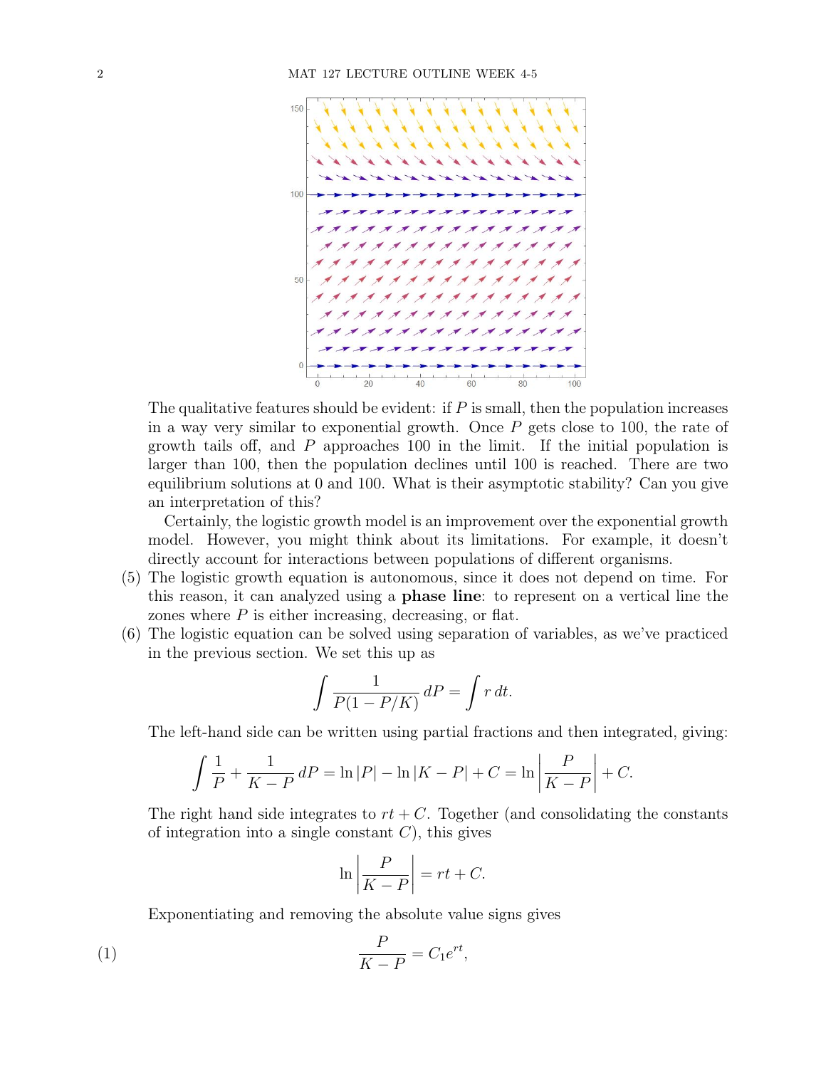The qualitative features should be evident: if $P$ is small, then the population increases in a way very similar to exponential growth. Once $P$ gets close to 100, the rate of growth tails off, and $P$ approaches 100 in the limit. If the initial population is larger than 100, then the population declines until 100 is reached. There are two equilibrium solutions at 0 and 100. What is their asymptotic stability? Can you give an interpretation of this?

Certainly, the logistic growth model is an improvement over the exponential growth model. However, you might think about its limitations. For example, it doesn't directly account for interactions between populations of different organisms.

(5) The logistic growth equation is autonomous, since it does not depend on time. For this reason, it can analyzed using a **phase line**: to represent on a vertical line the zones where $P$ is either increasing, decreasing, or flat.

(6) The logistic equation can be solved using separation of variables, as we've practiced in the previous section. We set this up as

$$\int \frac{1}{P(1 - P/K)}\, dP = \int r\, dt.$$

The left-hand side can be written using partial fractions and then integrated, giving:

$$\int \frac{1}{P} + \frac{1}{K - P}\, dP = \ln |P| - \ln |K - P| + C = \ln \left| \frac{P}{K - P} \right| + C.$$

The right hand side integrates to $rt + C$. Together (and consolidating the constants of integration into a single constant $C$), this gives

$$\ln \left| \frac{P}{K - P} \right| = rt + C.$$

Exponentiating and removing the absolute value signs gives

$$\frac{P}{K - P} = C_1 e^{rt}, \tag{1}$$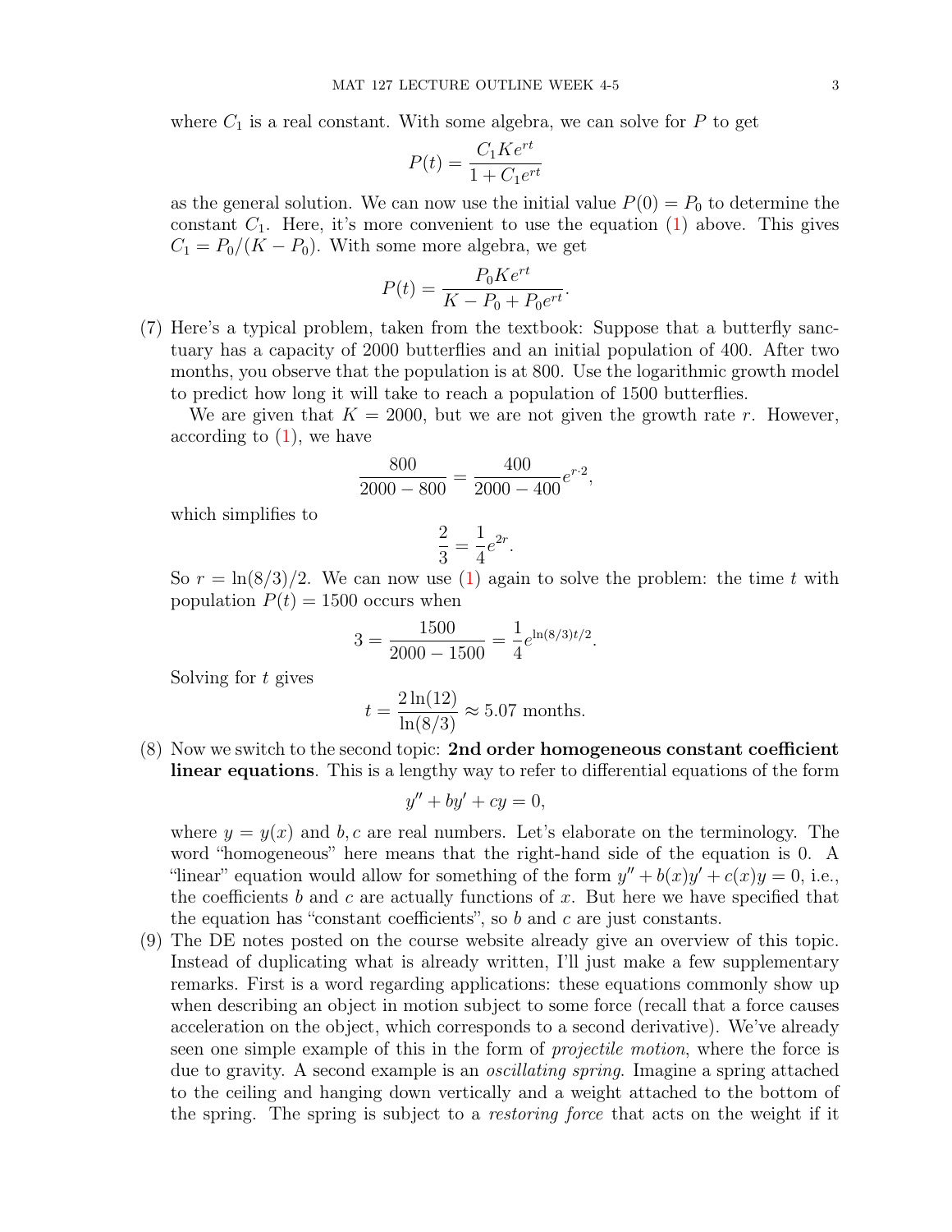where $C_1$ is a real constant. With some algebra, we can solve for $P$ to get

$$P(t) = \frac{C_1 K e^{rt}}{1 + C_1 e^{rt}}$$

as the general solution. We can now use the initial value $P(0) = P_0$ to determine the constant $C_1$. Here, it's more convenient to use the equation (1) above. This gives $C_1 = P_0/(K - P_0)$. With some more algebra, we get

$$P(t) = \frac{P_0 K e^{rt}}{K - P_0 + P_0 e^{rt}}.$$

(7) Here's a typical problem, taken from the textbook: Suppose that a butterfly sanctuary has a capacity of 2000 butterflies and an initial population of 400. After two months, you observe that the population is at 800. Use the logarithmic growth model to predict how long it will take to reach a population of 1500 butterflies.

We are given that $K = 2000$, but we are not given the growth rate $r$. However, according to (1), we have

$$\frac{800}{2000 - 800} = \frac{400}{2000 - 400} e^{r \cdot 2},$$

which simplifies to

$$\frac{2}{3} = \frac{1}{4} e^{2r}.$$

So $r = \ln(8/3)/2$. We can now use (1) again to solve the problem: the time $t$ with population $P(t) = 1500$ occurs when

$$3 = \frac{1500}{2000 - 1500} = \frac{1}{4} e^{\ln(8/3)t/2}.$$

Solving for $t$ gives

$$t = \frac{2\ln(12)}{\ln(8/3)} \approx 5.07 \text{ months.}$$

(8) Now we switch to the second topic: **2nd order homogeneous constant coefficient linear equations**. This is a lengthy way to refer to differential equations of the form

$$y'' + by' + cy = 0,$$

where $y = y(x)$ and $b, c$ are real numbers. Let's elaborate on the terminology. The word "homogeneous" here means that the right-hand side of the equation is 0. A "linear" equation would allow for something of the form $y'' + b(x)y' + c(x)y = 0$, i.e., the coefficients $b$ and $c$ are actually functions of $x$. But here we have specified that the equation has "constant coefficients", so $b$ and $c$ are just constants.

(9) The DE notes posted on the course website already give an overview of this topic. Instead of duplicating what is already written, I'll just make a few supplementary remarks. First is a word regarding applications: these equations commonly show up when describing an object in motion subject to some force (recall that a force causes acceleration on the object, which corresponds to a second derivative). We've already seen one simple example of this in the form of *projectile motion*, where the force is due to gravity. A second example is an *oscillating spring*. Imagine a spring attached to the ceiling and hanging down vertically and a weight attached to the bottom of the spring. The spring is subject to a *restoring force* that acts on the weight if it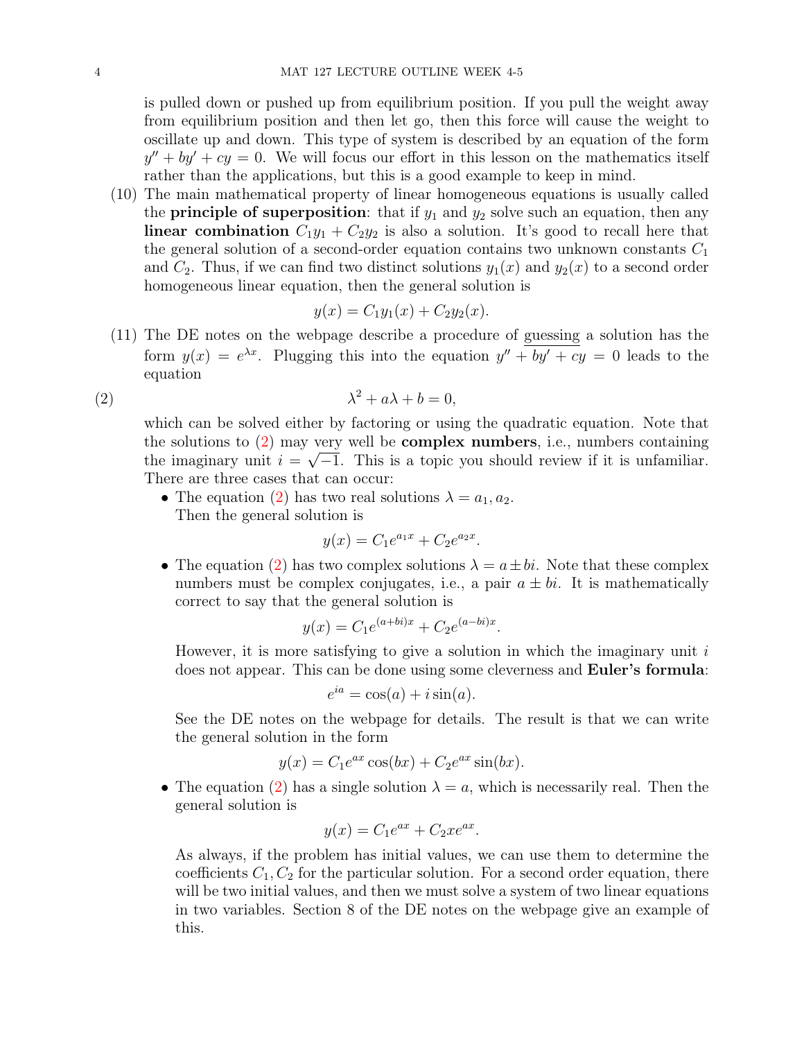is pulled down or pushed up from equilibrium position. If you pull the weight away from equilibrium position and then let go, then this force will cause the weight to oscillate up and down. This type of system is described by an equation of the form $y'' + by' + cy = 0$. We will focus our effort in this lesson on the mathematics itself rather than the applications, but this is a good example to keep in mind.

(10) The main mathematical property of linear homogeneous equations is usually called the **principle of superposition**: that if $y_1$ and $y_2$ solve such an equation, then any **linear combination** $C_1y_1 + C_2y_2$ is also a solution. It's good to recall here that the general solution of a second-order equation contains two unknown constants $C_1$ and $C_2$. Thus, if we can find two distinct solutions $y_1(x)$ and $y_2(x)$ to a second order homogeneous linear equation, then the general solution is

$$y(x) = C_1y_1(x) + C_2y_2(x).$$

(11) The DE notes on the webpage describe a procedure of guessing a solution has the form $y(x) = e^{\lambda x}$. Plugging this into the equation $y'' + by' + cy = 0$ leads to the equation

$$\lambda^2 + a\lambda + b = 0, \tag{2}$$

which can be solved either by factoring or using the quadratic equation. Note that the solutions to (2) may very well be **complex numbers**, i.e., numbers containing the imaginary unit $i = \sqrt{-1}$. This is a topic you should review if it is unfamiliar. There are three cases that can occur:

- The equation (2) has two real solutions $\lambda = a_1, a_2$.
  Then the general solution is
  $$y(x) = C_1e^{a_1x} + C_2e^{a_2x}.$$
- The equation (2) has two complex solutions $\lambda = a \pm bi$. Note that these complex numbers must be complex conjugates, i.e., a pair $a \pm bi$. It is mathematically correct to say that the general solution is
  $$y(x) = C_1e^{(a+bi)x} + C_2e^{(a-bi)x}.$$
  However, it is more satisfying to give a solution in which the imaginary unit $i$ does not appear. This can be done using some cleverness and **Euler's formula**:
  $$e^{ia} = \cos(a) + i\sin(a).$$
  See the DE notes on the webpage for details. The result is that we can write the general solution in the form
  $$y(x) = C_1e^{ax}\cos(bx) + C_2e^{ax}\sin(bx).$$
- The equation (2) has a single solution $\lambda = a$, which is necessarily real. Then the general solution is
  $$y(x) = C_1e^{ax} + C_2xe^{ax}.$$
  As always, if the problem has initial values, we can use them to determine the coefficients $C_1, C_2$ for the particular solution. For a second order equation, there will be two initial values, and then we must solve a system of two linear equations in two variables. Section 8 of the DE notes on the webpage give an example of this.